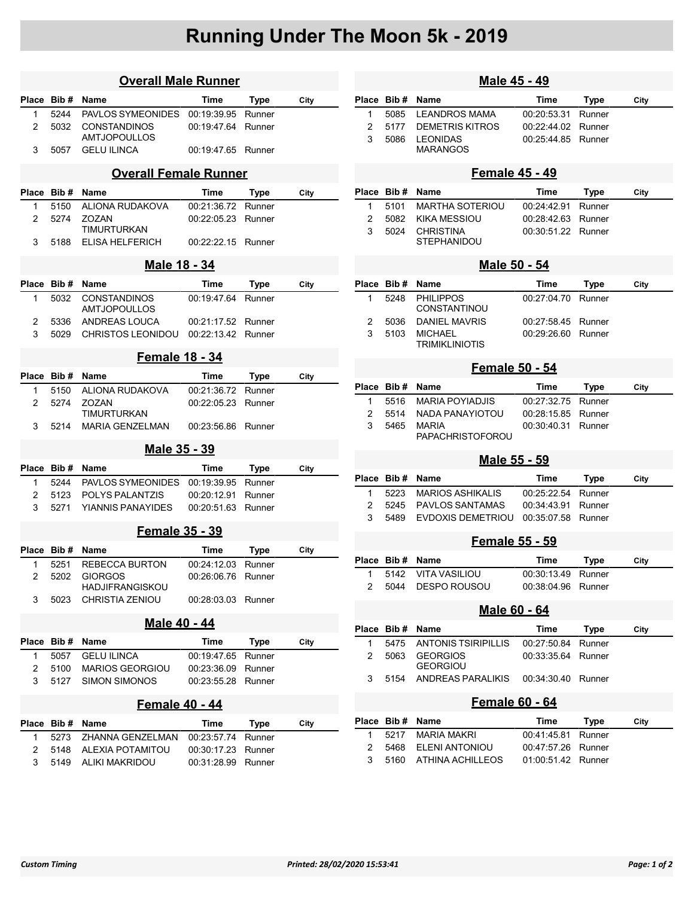# Running Under The Moon 5k - 2019

## Overall Male Runner

| Place | Bib # | Name | Time | Type | City |
|---|---|---|---|---|---|
| 1 | 5244 | PAVLOS SYMEONIDES | 00:19:39.95 | Runner | |
| 2 | 5032 | CONSTANDINOS AMTJOPOULLOS | 00:19:47.64 | Runner | |
| 3 | 5057 | GELU ILINCA | 00:19:47.65 | Runner | |

## Overall Female Runner

| Place | Bib # | Name | Time | Type | City |
|---|---|---|---|---|---|
| 1 | 5150 | ALIONA RUDAKOVA | 00:21:36.72 | Runner | |
| 2 | 5274 | ZOZAN TIMURTURKAN | 00:22:05.23 | Runner | |
| 3 | 5188 | ELISA HELFERICH | 00:22:22.15 | Runner | |

## Male 18 - 34

| Place | Bib # | Name | Time | Type | City |
|---|---|---|---|---|---|
| 1 | 5032 | CONSTANDINOS AMTJOPOULLOS | 00:19:47.64 | Runner | |
| 2 | 5336 | ANDREAS LOUCA | 00:21:17.52 | Runner | |
| 3 | 5029 | CHRISTOS LEONIDOU | 00:22:13.42 | Runner | |

## Female 18 - 34

| Place | Bib # | Name | Time | Type | City |
|---|---|---|---|---|---|
| 1 | 5150 | ALIONA RUDAKOVA | 00:21:36.72 | Runner | |
| 2 | 5274 | ZOZAN TIMURTURKAN | 00:22:05.23 | Runner | |
| 3 | 5214 | MARIA GENZELMAN | 00:23:56.86 | Runner | |

## Male 35 - 39

| Place | Bib # | Name | Time | Type | City |
|---|---|---|---|---|---|
| 1 | 5244 | PAVLOS SYMEONIDES | 00:19:39.95 | Runner | |
| 2 | 5123 | POLYS PALANTZIS | 00:20:12.91 | Runner | |
| 3 | 5271 | YIANNIS PANAYIDES | 00:20:51.63 | Runner | |

## Female 35 - 39

| Place | Bib # | Name | Time | Type | City |
|---|---|---|---|---|---|
| 1 | 5251 | REBECCA BURTON | 00:24:12.03 | Runner | |
| 2 | 5202 | GIORGOS HADJIFRANGISKOU | 00:26:06.76 | Runner | |
| 3 | 5023 | CHRISTIA ZENIOU | 00:28:03.03 | Runner | |

## Male 40 - 44

| Place | Bib # | Name | Time | Type | City |
|---|---|---|---|---|---|
| 1 | 5057 | GELU ILINCA | 00:19:47.65 | Runner | |
| 2 | 5100 | MARIOS GEORGIOU | 00:23:36.09 | Runner | |
| 3 | 5127 | SIMON SIMONOS | 00:23:55.28 | Runner | |

## Female 40 - 44

| Place | Bib # | Name | Time | Type | City |
|---|---|---|---|---|---|
| 1 | 5273 | ZHANNA GENZELMAN | 00:23:57.74 | Runner | |
| 2 | 5148 | ALEXIA POTAMITOU | 00:30:17.23 | Runner | |
| 3 | 5149 | ALIKI MAKRIDOU | 00:31:28.99 | Runner | |

## Male 45 - 49

| Place | Bib # | Name | Time | Type | City |
|---|---|---|---|---|---|
| 1 | 5085 | LEANDROS MAMA | 00:20:53.31 | Runner | |
| 2 | 5177 | DEMETRIS KITROS | 00:22:44.02 | Runner | |
| 3 | 5086 | LEONIDAS MARANGOS | 00:25:44.85 | Runner | |

## Female 45 - 49

| Place | Bib # | Name | Time | Type | City |
|---|---|---|---|---|---|
| 1 | 5101 | MARTHA SOTERIOU | 00:24:42.91 | Runner | |
| 2 | 5082 | KIKA MESSIOU | 00:28:42.63 | Runner | |
| 3 | 5024 | CHRISTINA STEPHANIDOU | 00:30:51.22 | Runner | |

## Male 50 - 54

| Place | Bib # | Name | Time | Type | City |
|---|---|---|---|---|---|
| 1 | 5248 | PHILIPPOS CONSTANTINOU | 00:27:04.70 | Runner | |
| 2 | 5036 | DANIEL MAVRIS | 00:27:58.45 | Runner | |
| 3 | 5103 | MICHAEL TRIMIKLINIOTIS | 00:29:26.60 | Runner | |

## Female 50 - 54

| Place | Bib # | Name | Time | Type | City |
|---|---|---|---|---|---|
| 1 | 5516 | MARIA POYIADJIS | 00:27:32.75 | Runner | |
| 2 | 5514 | NADA PANAYIOTOU | 00:28:15.85 | Runner | |
| 3 | 5465 | MARIA PAPACHRISTOFOROU | 00:30:40.31 | Runner | |

## Male 55 - 59

| Place | Bib # | Name | Time | Type | City |
|---|---|---|---|---|---|
| 1 | 5223 | MARIOS ASHIKALIS | 00:25:22.54 | Runner | |
| 2 | 5245 | PAVLOS SANTAMAS | 00:34:43.91 | Runner | |
| 3 | 5489 | EVDOXIS DEMETRIOU | 00:35:07.58 | Runner | |

## Female 55 - 59

| Place | Bib # | Name | Time | Type | City |
|---|---|---|---|---|---|
| 1 | 5142 | VITA VASILIOU | 00:30:13.49 | Runner | |
| 2 | 5044 | DESPO ROUSOU | 00:38:04.96 | Runner | |

## Male 60 - 64

| Place | Bib # | Name | Time | Type | City |
|---|---|---|---|---|---|
| 1 | 5475 | ANTONIS TSIRIPILLIS | 00:27:50.84 | Runner | |
| 2 | 5063 | GEORGIOS GEORGIOU | 00:33:35.64 | Runner | |
| 3 | 5154 | ANDREAS PARALIKIS | 00:34:30.40 | Runner | |

## Female 60 - 64

| Place | Bib # | Name | Time | Type | City |
|---|---|---|---|---|---|
| 1 | 5217 | MARIA MAKRI | 00:41:45.81 | Runner | |
| 2 | 5468 | ELENI ANTONIOU | 00:47:57.26 | Runner | |
| 3 | 5160 | ATHINA ACHILLEOS | 01:00:51.42 | Runner | |

*Custom Timing* *Printed: 28/02/2020 15:53:41*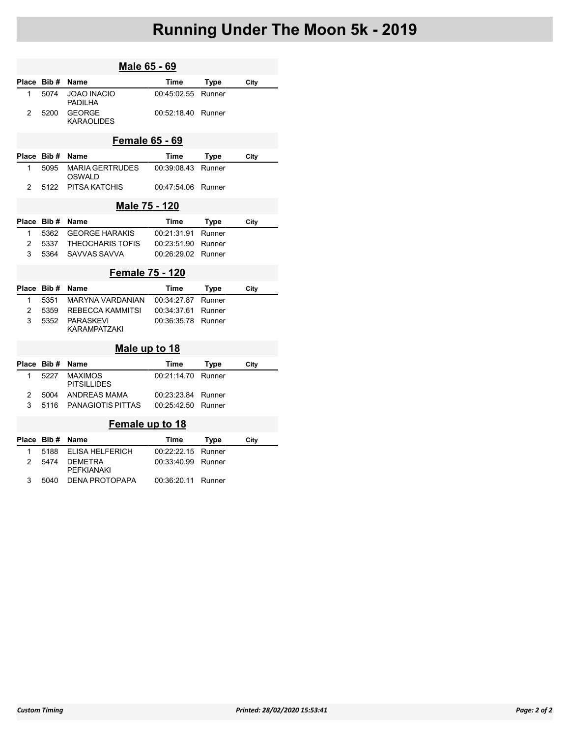# Running Under The Moon 5k - 2019

## Male 65 - 69

| Place | Bib # | Name | Time | Type | City |
|---|---|---|---|---|---|
| 1 | 5074 | JOAO INACIO PADILHA | 00:45:02.55 | Runner | |
| 2 | 5200 | GEORGE KARAOLIDES | 00:52:18.40 | Runner | |

## Female 65 - 69

| Place | Bib # | Name | Time | Type | City |
|---|---|---|---|---|---|
| 1 | 5095 | MARIA GERTRUDES OSWALD | 00:39:08.43 | Runner | |
| 2 | 5122 | PITSA KATCHIS | 00:47:54.06 | Runner | |

## Male 75 - 120

| Place | Bib # | Name | Time | Type | City |
|---|---|---|---|---|---|
| 1 | 5362 | GEORGE HARAKIS | 00:21:31.91 | Runner | |
| 2 | 5337 | THEOCHARIS TOFIS | 00:23:51.90 | Runner | |
| 3 | 5364 | SAVVAS SAVVA | 00:26:29.02 | Runner | |

## Female 75 - 120

| Place | Bib # | Name | Time | Type | City |
|---|---|---|---|---|---|
| 1 | 5351 | MARYNA VARDANIAN | 00:34:27.87 | Runner | |
| 2 | 5359 | REBECCA KAMMITSI | 00:34:37.61 | Runner | |
| 3 | 5352 | PARASKEVI KARAMPATZAKI | 00:36:35.78 | Runner | |

## Male up to 18

| Place | Bib # | Name | Time | Type | City |
|---|---|---|---|---|---|
| 1 | 5227 | MAXIMOS PITSILLIDES | 00:21:14.70 | Runner | |
| 2 | 5004 | ANDREAS MAMA | 00:23:23.84 | Runner | |
| 3 | 5116 | PANAGIOTIS PITTAS | 00:25:42.50 | Runner | |

## Female up to 18

| Place | Bib # | Name | Time | Type | City |
|---|---|---|---|---|---|
| 1 | 5188 | ELISA HELFERICH | 00:22:22.15 | Runner | |
| 2 | 5474 | DEMETRA PEFKIANAKI | 00:33:40.99 | Runner | |
| 3 | 5040 | DENA PROTOPAPA | 00:36:20.11 | Runner | |

*Custom Timing* *Printed: 28/02/2020 15:53:41*